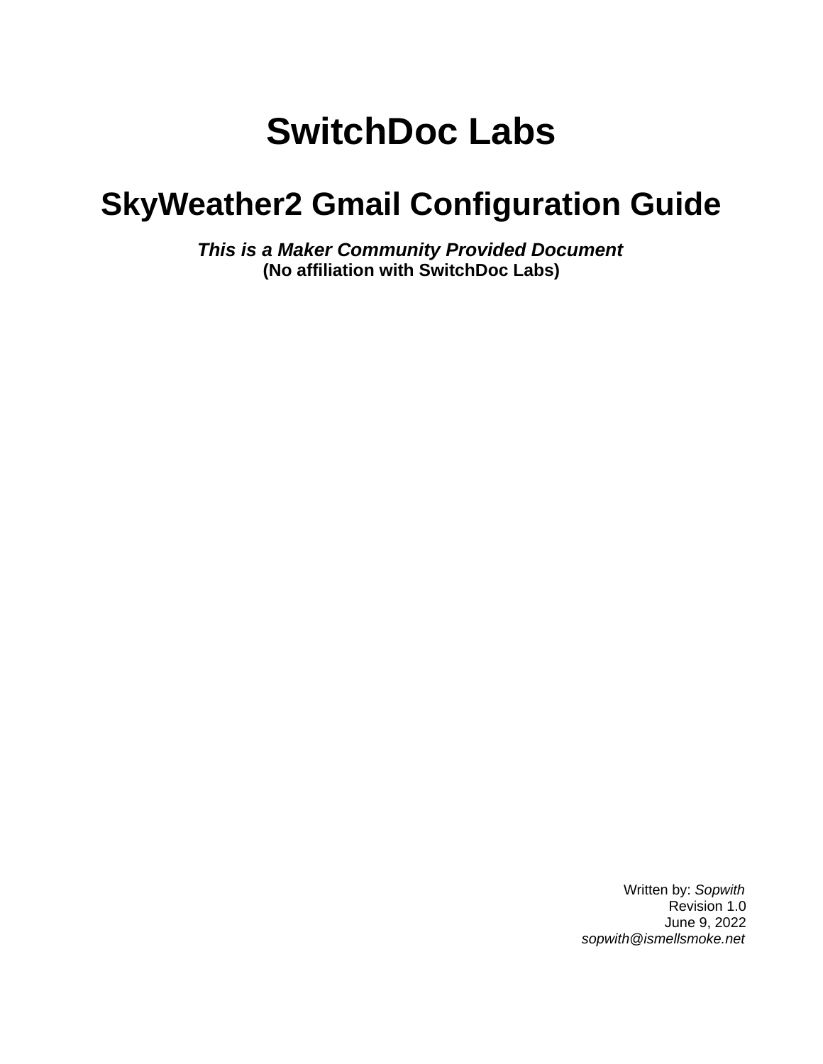# SwitchDoc Labs

## SkyWeather2 Gmail Configuration Guide

***This is a Maker Community Provided Document***
**(No affiliation with SwitchDoc Labs)**

Written by: *Sopwith*
Revision 1.0
June 9, 2022
*sopwith@ismellsmoke.net*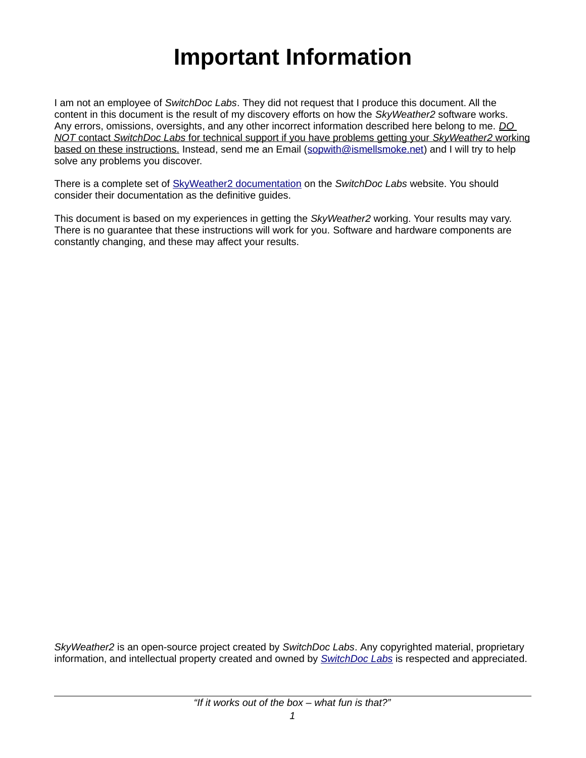# Important Information

I am not an employee of *SwitchDoc Labs*. They did not request that I produce this document. All the content in this document is the result of my discovery efforts on how the *SkyWeather2* software works. Any errors, omissions, oversights, and any other incorrect information described here belong to me. *DO NOT* contact *SwitchDoc Labs* for technical support if you have problems getting your *SkyWeather2* working based on these instructions. Instead, send me an Email (sopwith@ismellsmoke.net) and I will try to help solve any problems you discover.

There is a complete set of SkyWeather2 documentation on the *SwitchDoc Labs* website. You should consider their documentation as the definitive guides.

This document is based on my experiences in getting the *SkyWeather2* working. Your results may vary. There is no guarantee that these instructions will work for you. Software and hardware components are constantly changing, and these may affect your results.

*SkyWeather2* is an open-source project created by *SwitchDoc Labs*. Any copyrighted material, proprietary information, and intellectual property created and owned by *SwitchDoc Labs* is respected and appreciated.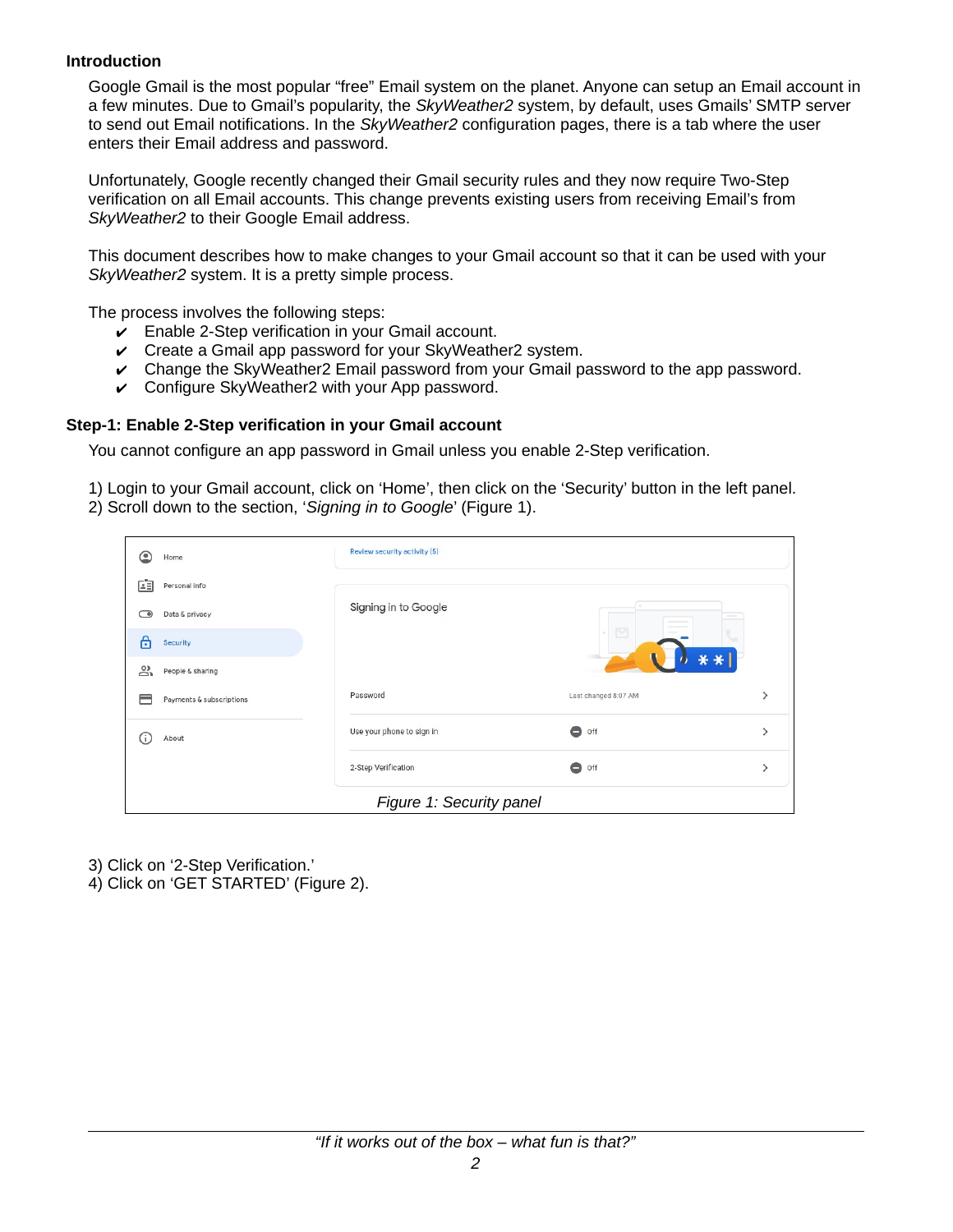**Introduction**

Google Gmail is the most popular “free” Email system on the planet. Anyone can setup an Email account in a few minutes. Due to Gmail’s popularity, the *SkyWeather2* system, by default, uses Gmails’ SMTP server to send out Email notifications. In the *SkyWeather2* configuration pages, there is a tab where the user enters their Email address and password.

Unfortunately, Google recently changed their Gmail security rules and they now require Two-Step verification on all Email accounts. This change prevents existing users from receiving Email’s from *SkyWeather2* to their Google Email address.

This document describes how to make changes to your Gmail account so that it can be used with your *SkyWeather2* system. It is a pretty simple process.

The process involves the following steps:

- ✔ Enable 2-Step verification in your Gmail account.
- ✔ Create a Gmail app password for your SkyWeather2 system.
- ✔ Change the SkyWeather2 Email password from your Gmail password to the app password.
- ✔ Configure SkyWeather2 with your App password.

**Step-1: Enable 2-Step verification in your Gmail account**

You cannot configure an app password in Gmail unless you enable 2-Step verification.

1) Login to your Gmail account, click on ‘Home’, then click on the ‘Security’ button in the left panel.
2) Scroll down to the section, ‘*Signing in to Google*’ (Figure 1).

*Figure 1: Security panel*

3) Click on ‘2-Step Verification.’
4) Click on ‘GET STARTED’ (Figure 2).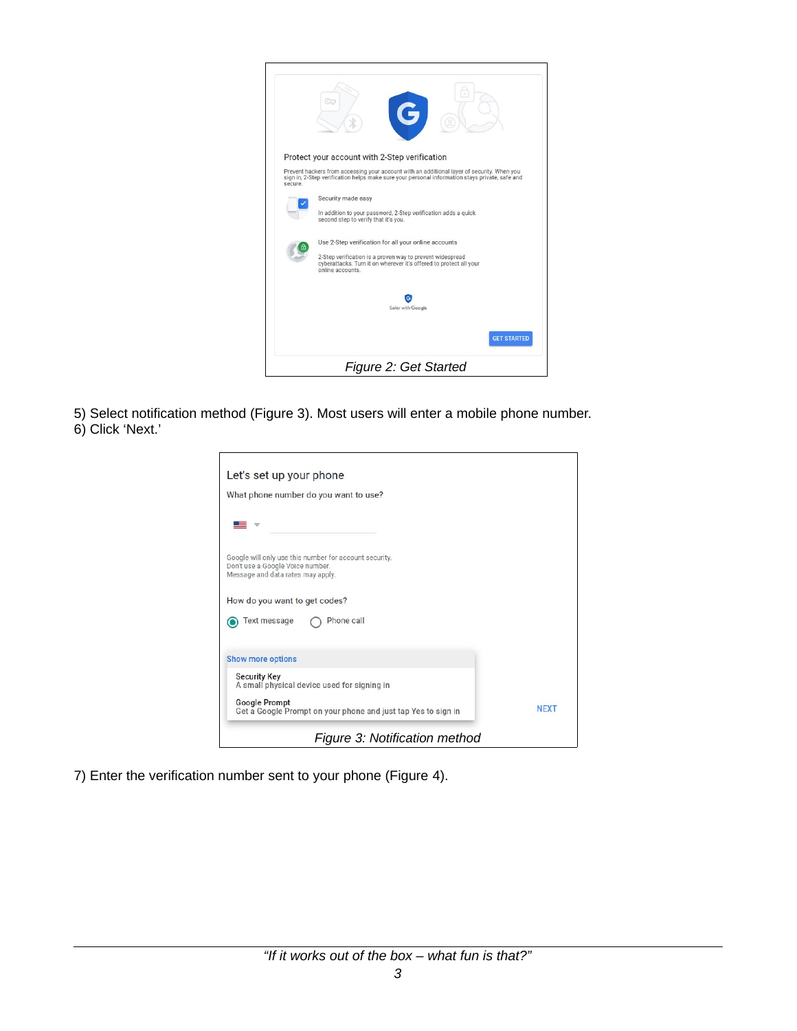Figure 2: Get Started

5) Select notification method (Figure 3). Most users will enter a mobile phone number.
6) Click 'Next.'

Figure 3: Notification method

7) Enter the verification number sent to your phone (Figure 4).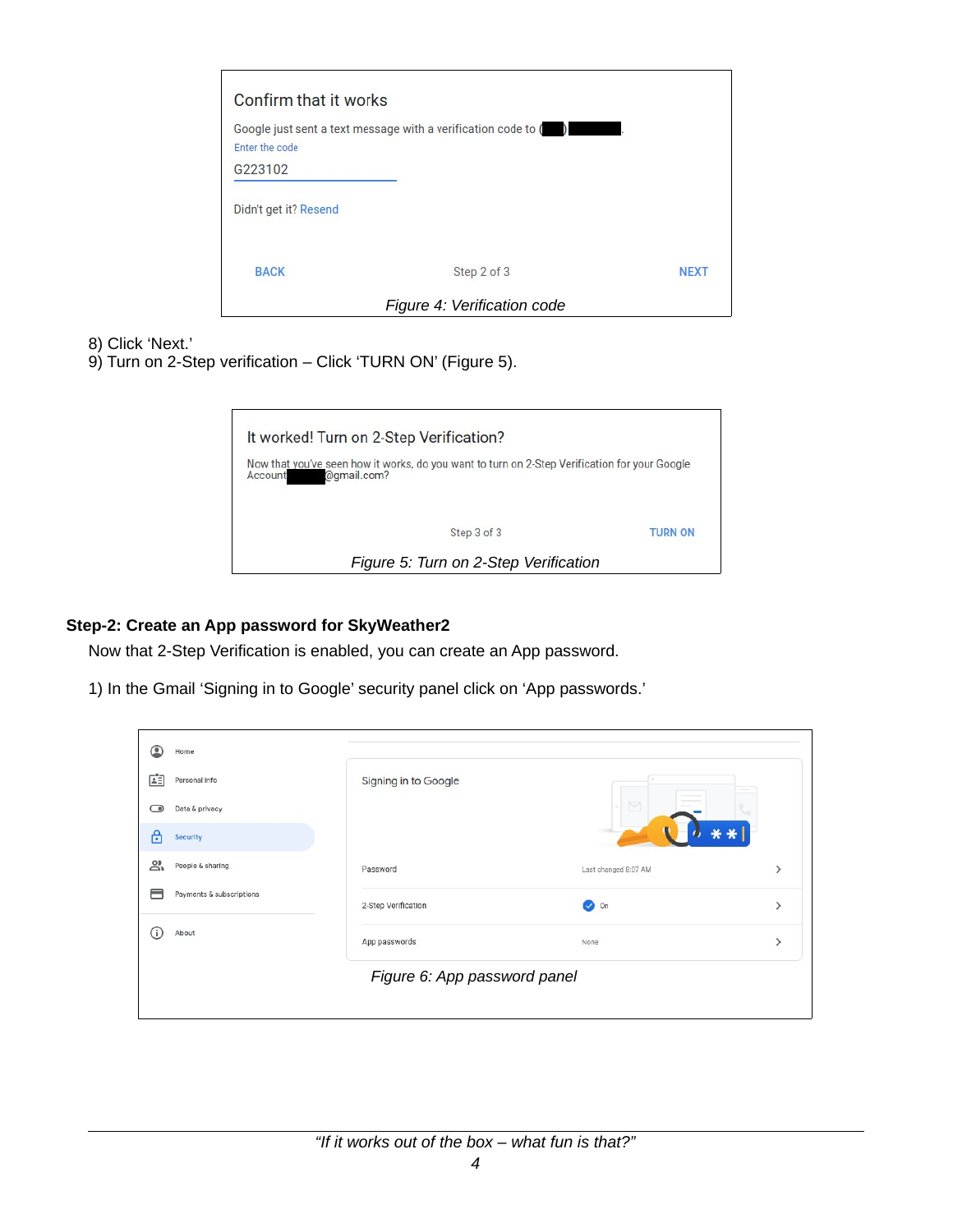Confirm that it works

Google just sent a text message with a verification code to (███) ██████.

Enter the code

G223102

Didn't get it? Resend

BACK    Step 2 of 3    NEXT

*Figure 4: Verification code*

8) Click 'Next.'
9) Turn on 2-Step verification – Click 'TURN ON' (Figure 5).

It worked! Turn on 2-Step Verification?

Now that you've seen how it works, do you want to turn on 2-Step Verification for your Google Account ████@gmail.com?

Step 3 of 3    TURN ON

*Figure 5: Turn on 2-Step Verification*

**Step-2: Create an App password for SkyWeather2**

Now that 2-Step Verification is enabled, you can create an App password.

1) In the Gmail 'Signing in to Google' security panel click on 'App passwords.'

Home
Personal info
Data & privacy
Security
People & sharing
Payments & subscriptions
About

Signing in to Google

| | | |
|---|---|---|
| Password | Last changed 8:07 AM | > |
| 2-Step Verification | On | > |
| App passwords | None | > |

*Figure 6: App password panel*

*"If it works out of the box – what fun is that?"*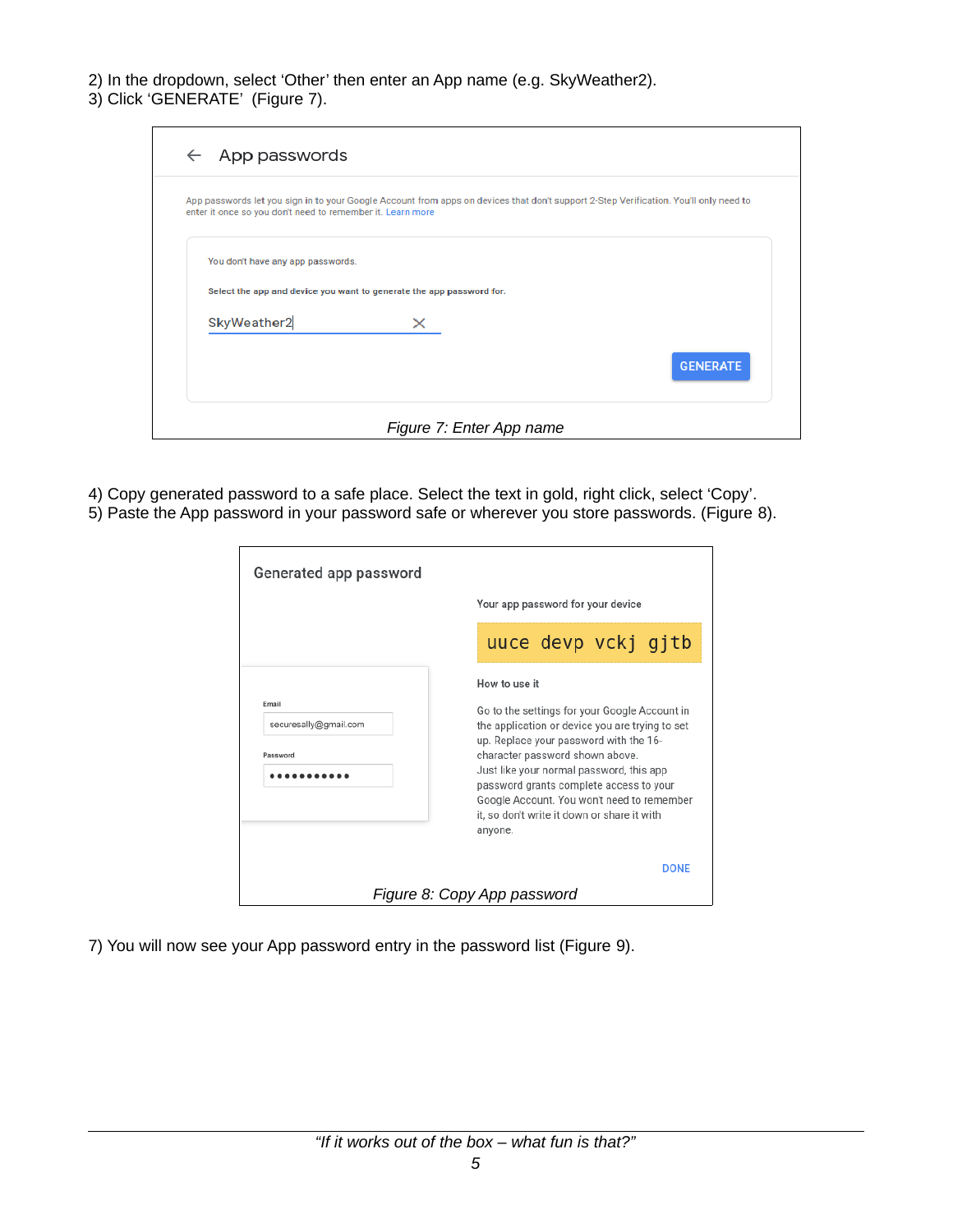2) In the dropdown, select 'Other' then enter an App name (e.g. SkyWeather2).
3) Click 'GENERATE' (Figure 7).

App passwords

App passwords let you sign in to your Google Account from apps on devices that don't support 2-Step Verification. You'll only need to enter it once so you don't need to remember it. Learn more

You don't have any app passwords.

Select the app and device you want to generate the app password for.

SkyWeather2

GENERATE

*Figure 7: Enter App name*

4) Copy generated password to a safe place. Select the text in gold, right click, select 'Copy'.
5) Paste the App password in your password safe or wherever you store passwords. (Figure 8).

Generated app password

Your app password for your device

uuce devp vckj gjtb

Email

securesally@gmail.com

Password

•••••••••••

How to use it

Go to the settings for your Google Account in the application or device you are trying to set up. Replace your password with the 16-character password shown above.
Just like your normal password, this app password grants complete access to your Google Account. You won't need to remember it, so don't write it down or share it with anyone.

DONE

*Figure 8: Copy App password*

7) You will now see your App password entry in the password list (Figure 9).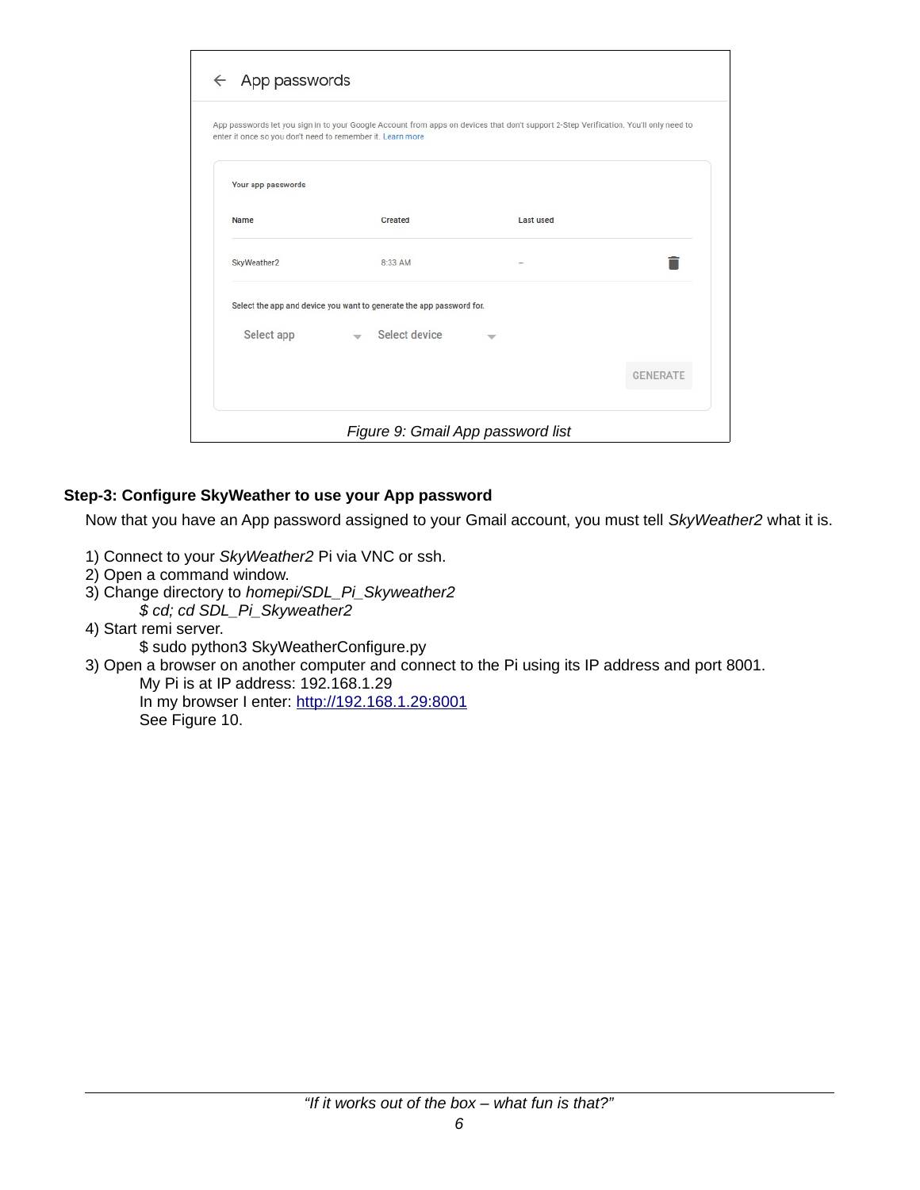Figure 9: Gmail App password list

**Step-3: Configure SkyWeather to use your App password**

Now that you have an App password assigned to your Gmail account, you must tell *SkyWeather2* what it is.

1) Connect to your *SkyWeather2* Pi via VNC or ssh.
2) Open a command window.
3) Change directory to *homepi/SDL_Pi_Skyweather2*
   *$ cd; cd SDL_Pi_Skyweather2*
4) Start remi server.
   $ sudo python3 SkyWeatherConfigure.py
3) Open a browser on another computer and connect to the Pi using its IP address and port 8001.
   My Pi is at IP address: 192.168.1.29
   In my browser I enter: [http://192.168.1.29:8001](http://192.168.1.29:8001)
   See Figure 10.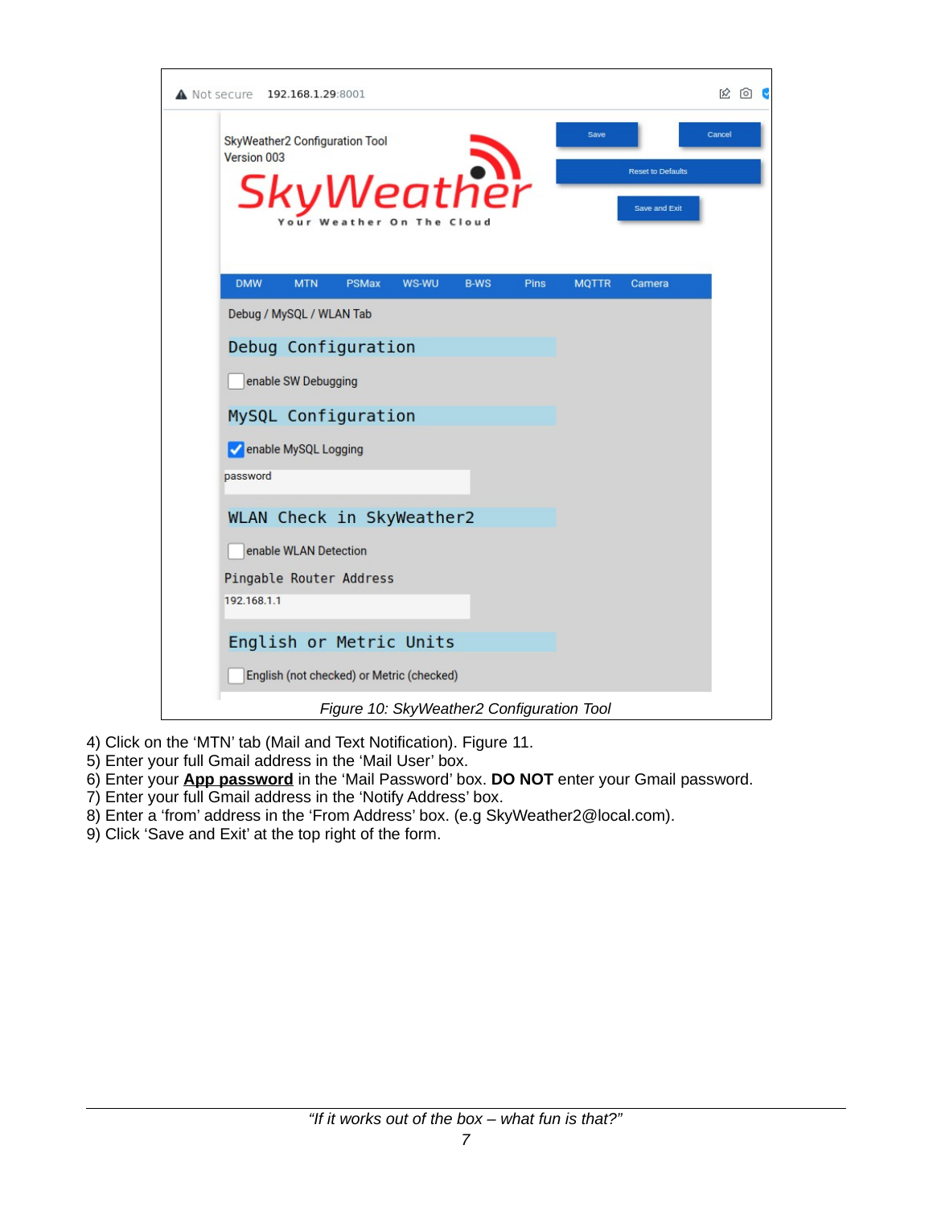*Figure 10: SkyWeather2 Configuration Tool*

4) Click on the 'MTN' tab (Mail and Text Notification). Figure 11.
5) Enter your full Gmail address in the 'Mail User' box.
6) Enter your **App password** in the 'Mail Password' box. **DO NOT** enter your Gmail password.
7) Enter your full Gmail address in the 'Notify Address' box.
8) Enter a 'from' address in the 'From Address' box. (e.g SkyWeather2@local.com).
9) Click 'Save and Exit' at the top right of the form.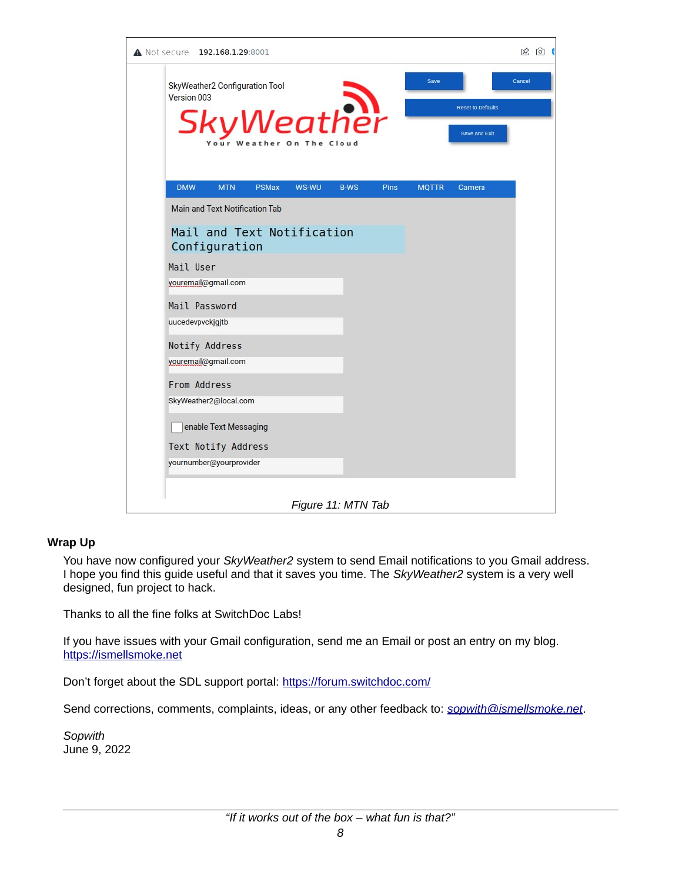Figure 11: MTN Tab

**Wrap Up**

You have now configured your *SkyWeather2* system to send Email notifications to you Gmail address. I hope you find this guide useful and that it saves you time. The *SkyWeather2* system is a very well designed, fun project to hack.

Thanks to all the fine folks at SwitchDoc Labs!

If you have issues with your Gmail configuration, send me an Email or post an entry on my blog. https://ismellsmoke.net

Don't forget about the SDL support portal: https://forum.switchdoc.com/

Send corrections, comments, complaints, ideas, or any other feedback to: *sopwith@ismellsmoke.net*.

*Sopwith*
June 9, 2022